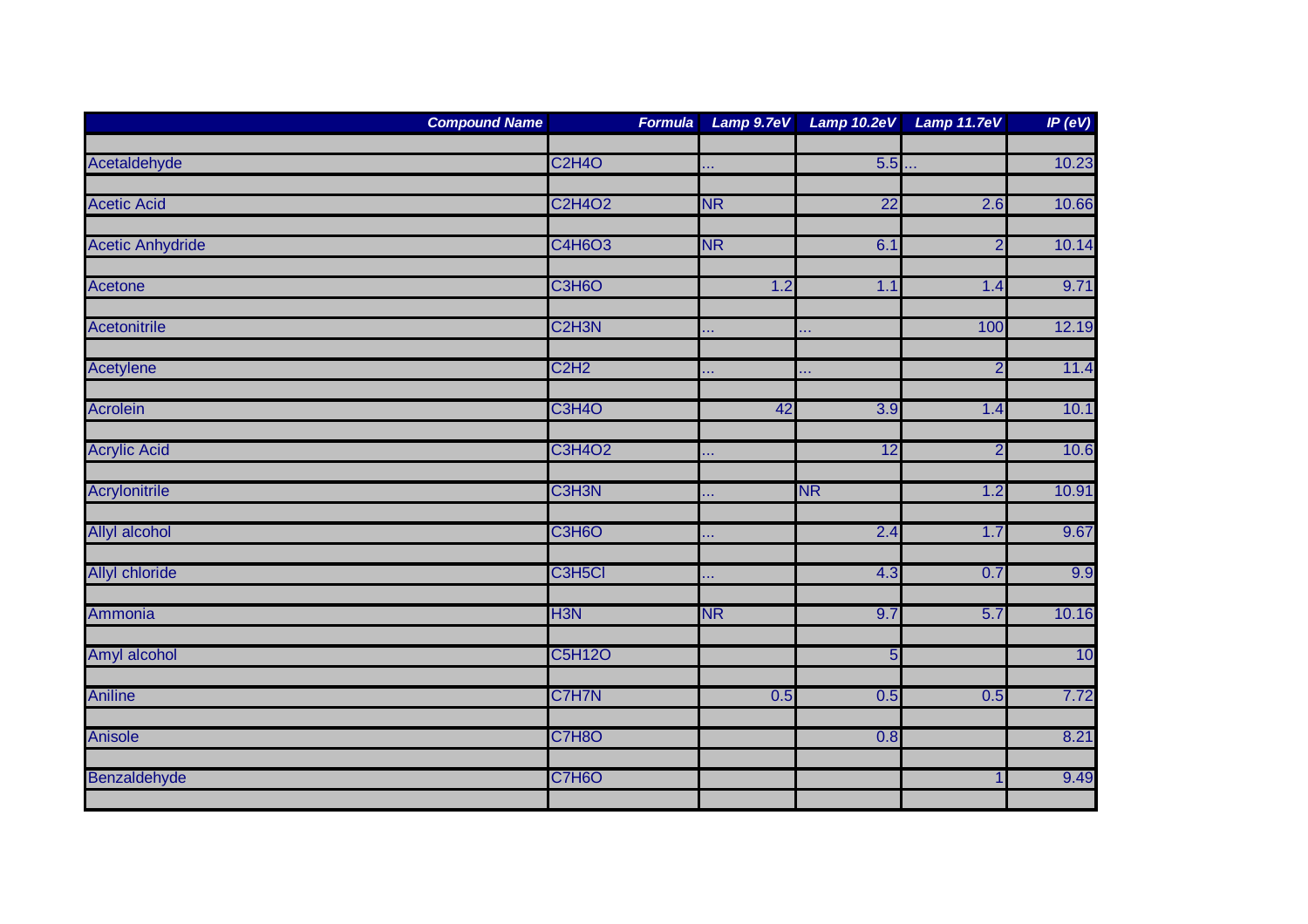| Compound Name | Formula | Lamp 9.7eV | Lamp 10.2eV | Lamp 11.7eV | IP (eV) |
|---|---|---|---|---|---|
| Acetaldehyde | $C_2H_4O$ | ... | 5.5 | ... | 10.23 |
| Acetic Acid | $C_2H_4O_2$ | NR | 22 | 2.6 | 10.66 |
| Acetic Anhydride | $C_4H_6O_3$ | NR | 6.1 | 2 | 10.14 |
| Acetone | $C_3H_6O$ | 1.2 | 1.1 | 1.4 | 9.71 |
| Acetonitrile | $C_2H_3N$ | ... | ... | 100 | 12.19 |
| Acetylene | $C_2H_2$ | ... | ... | 2 | 11.4 |
| Acrolein | $C_3H_4O$ | 42 | 3.9 | 1.4 | 10.1 |
| Acrylic Acid | $C_3H_4O_2$ | ... | 12 | 2 | 10.6 |
| Acrylonitrile | $C_3H_3N$ | ... | NR | 1.2 | 10.91 |
| Allyl alcohol | $C_3H_6O$ | ... | 2.4 | 1.7 | 9.67 |
| Allyl chloride | $C_3H_5Cl$ | ... | 4.3 | 0.7 | 9.9 |
| Ammonia | $H_3N$ | NR | 9.7 | 5.7 | 10.16 |
| Amyl alcohol | $C_5H_{12}O$ | | 5 | | 10 |
| Aniline | $C_7H_7N$ | 0.5 | 0.5 | 0.5 | 7.72 |
| Anisole | $C_7H_8O$ | | 0.8 | | 8.21 |
| Benzaldehyde | $C_7H_6O$ | | | 1 | 9.49 |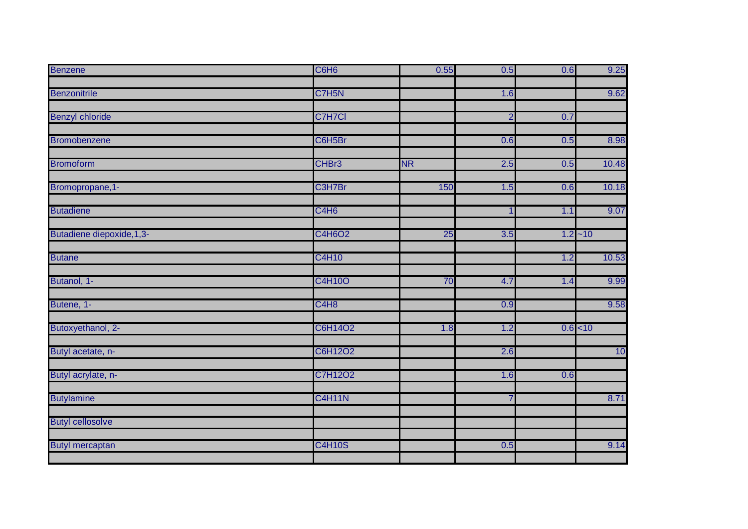| | | | | | |
|---|---|---|---|---|---|
| Benzene | $C_6H_6$ | 0.55 | 0.5 | 0.6 | 9.25 |
| Benzonitrile | $C_7H_5N$ | | 1.6 | | 9.62 |
| Benzyl chloride | $C_7H_7Cl$ | | 2 | 0.7 | |
| Bromobenzene | $C_6H_5Br$ | | 0.6 | 0.5 | 8.98 |
| Bromoform | $CHBr_3$ | NR | 2.5 | 0.5 | 10.48 |
| Bromopropane,1- | $C_3H_7Br$ | 150 | 1.5 | 0.6 | 10.18 |
| Butadiene | $C_4H_6$ | | 1 | 1.1 | 9.07 |
| Butadiene diepoxide,1,3- | $C_4H_6O_2$ | 25 | 3.5 | 1.2 | ~10 |
| Butane | $C_4H_{10}$ | | | 1.2 | 10.53 |
| Butanol, 1- | $C_4H_{10}O$ | 70 | 4.7 | 1.4 | 9.99 |
| Butene, 1- | $C_4H_8$ | | 0.9 | | 9.58 |
| Butoxyethanol, 2- | $C_6H_{14}O_2$ | 1.8 | 1.2 | 0.6 | <10 |
| Butyl acetate, n- | $C_6H_{12}O_2$ | | 2.6 | | 10 |
| Butyl acrylate, n- | $C_7H_{12}O_2$ | | 1.6 | 0.6 | |
| Butylamine | $C_4H_{11}N$ | | 7 | | 8.71 |
| Butyl cellosolve | | | | | |
| Butyl mercaptan | $C_4H_{10}S$ | | 0.5 | | 9.14 |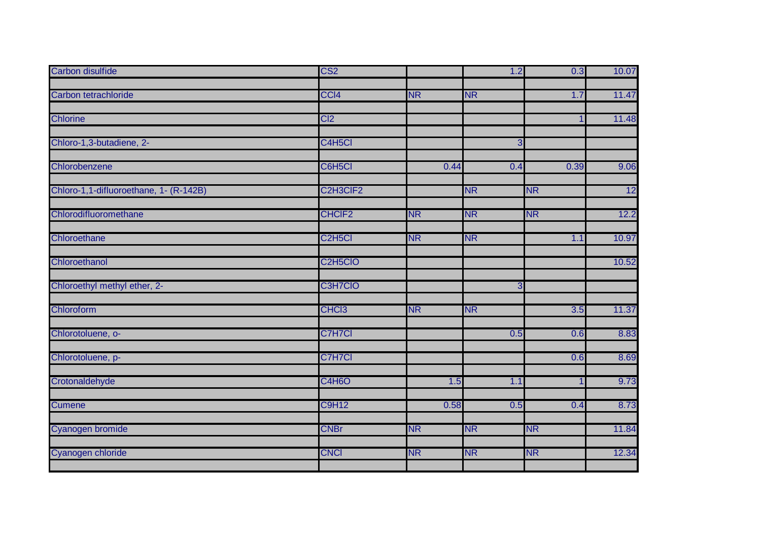| | | | | | |
|---|---|---|---|---|---|
| Carbon disulfide | $CS_2$ | | 1.2 | 0.3 | 10.07 |
| Carbon tetrachloride | $CCl_4$ | NR | NR | 1.7 | 11.47 |
| Chlorine | $Cl_2$ | | | 1 | 11.48 |
| Chloro-1,3-butadiene, 2- | $C_4H_5Cl$ | | 3 | | |
| Chlorobenzene | $C_6H_5Cl$ | 0.44 | 0.4 | 0.39 | 9.06 |
| Chloro-1,1-difluoroethane, 1- (R-142B) | $C_2H_3ClF_2$ | | NR | NR | 12 |
| Chlorodifluoromethane | $CHClF_2$ | NR | NR | NR | 12.2 |
| Chloroethane | $C_2H_5Cl$ | NR | NR | 1.1 | 10.97 |
| Chloroethanol | $C_2H_5ClO$ | | | | 10.52 |
| Chloroethyl methyl ether, 2- | $C_3H_7ClO$ | | 3 | | |
| Chloroform | $CHCl_3$ | NR | NR | 3.5 | 11.37 |
| Chlorotoluene, o- | $C_7H_7Cl$ | | 0.5 | 0.6 | 8.83 |
| Chlorotoluene, p- | $C_7H_7Cl$ | | | 0.6 | 8.69 |
| Crotonaldehyde | $C_4H_6O$ | 1.5 | 1.1 | 1 | 9.73 |
| Cumene | $C_9H_{12}$ | 0.58 | 0.5 | 0.4 | 8.73 |
| Cyanogen bromide | CNBr | NR | NR | NR | 11.84 |
| Cyanogen chloride | CNCl | NR | NR | NR | 12.34 |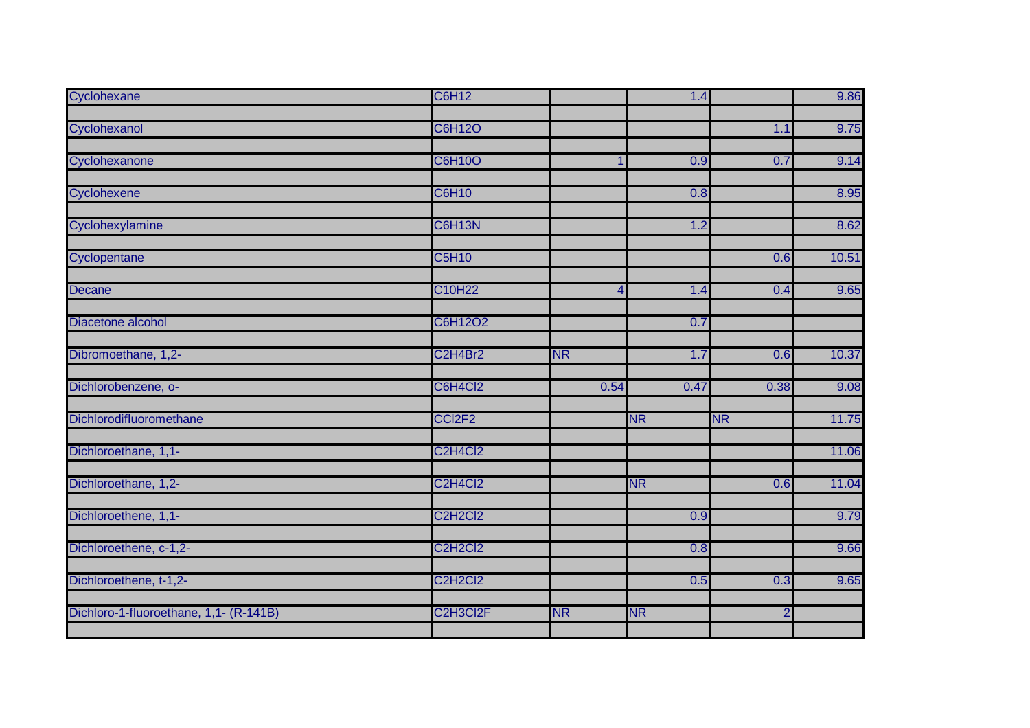| | | | | | |
|---|---|---|---|---|---|
| Cyclohexane | $C_6H_{12}$ | | 1.4 | | 9.86 |
| Cyclohexanol | $C_6H_{12}O$ | | | 1.1 | 9.75 |
| Cyclohexanone | $C_6H_{10}O$ | 1 | 0.9 | 0.7 | 9.14 |
| Cyclohexene | $C_6H_{10}$ | | 0.8 | | 8.95 |
| Cyclohexylamine | $C_6H_{13}N$ | | 1.2 | | 8.62 |
| Cyclopentane | $C_5H_{10}$ | | | 0.6 | 10.51 |
| Decane | $C_{10}H_{22}$ | 4 | 1.4 | 0.4 | 9.65 |
| Diacetone alcohol | $C_6H_{12}O_2$ | | 0.7 | | |
| Dibromoethane, 1,2- | $C_2H_4Br_2$ | NR | 1.7 | 0.6 | 10.37 |
| Dichlorobenzene, o- | $C_6H_4Cl_2$ | 0.54 | 0.47 | 0.38 | 9.08 |
| Dichlorodifluoromethane | $CCl_2F_2$ | | NR | NR | 11.75 |
| Dichloroethane, 1,1- | $C_2H_4Cl_2$ | | | | 11.06 |
| Dichloroethane, 1,2- | $C_2H_4Cl_2$ | | NR | 0.6 | 11.04 |
| Dichloroethene, 1,1- | $C_2H_2Cl_2$ | | 0.9 | | 9.79 |
| Dichloroethene, c-1,2- | $C_2H_2Cl_2$ | | 0.8 | | 9.66 |
| Dichloroethene, t-1,2- | $C_2H_2Cl_2$ | | 0.5 | 0.3 | 9.65 |
| Dichloro-1-fluoroethane, 1,1- (R-141B) | $C_2H_3Cl_2F$ | NR | NR | 2 | |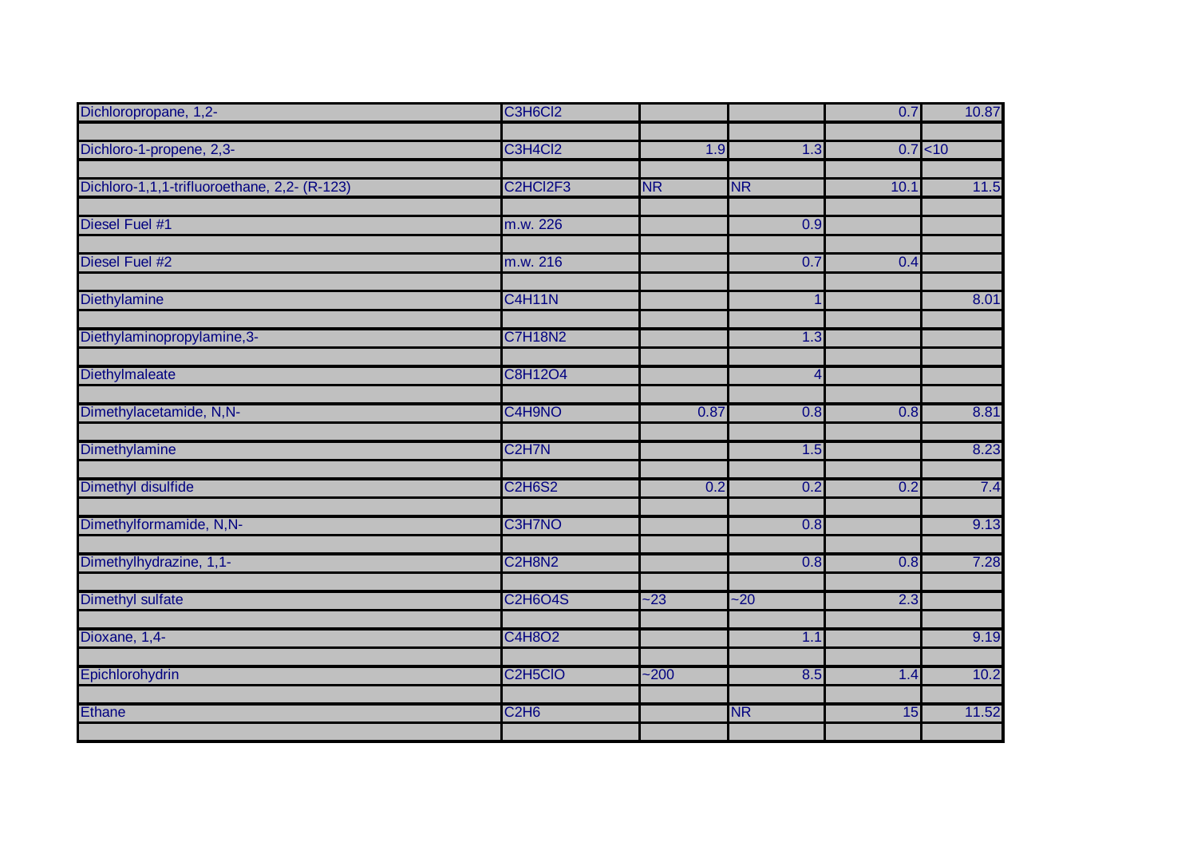| | | | | | |
|---|---|---|---|---|---|
| Dichloropropane, 1,2- | C3H6Cl2 | | | 0.7 | 10.87 |
| Dichloro-1-propene, 2,3- | C3H4Cl2 | 1.9 | 1.3 | 0.7 | <10 |
| Dichloro-1,1,1-trifluoroethane, 2,2- (R-123) | C2HCl2F3 | NR | NR | 10.1 | 11.5 |
| Diesel Fuel #1 | m.w. 226 | | 0.9 | | |
| Diesel Fuel #2 | m.w. 216 | | 0.7 | 0.4 | |
| Diethylamine | C4H11N | | 1 | | 8.01 |
| Diethylaminopropylamine,3- | C7H18N2 | | 1.3 | | |
| Diethylmaleate | C8H12O4 | | 4 | | |
| Dimethylacetamide, N,N- | C4H9NO | 0.87 | 0.8 | 0.8 | 8.81 |
| Dimethylamine | C2H7N | | 1.5 | | 8.23 |
| Dimethyl disulfide | C2H6S2 | 0.2 | 0.2 | 0.2 | 7.4 |
| Dimethylformamide, N,N- | C3H7NO | | 0.8 | | 9.13 |
| Dimethylhydrazine, 1,1- | C2H8N2 | | 0.8 | 0.8 | 7.28 |
| Dimethyl sulfate | C2H6O4S | ~23 | ~20 | 2.3 | |
| Dioxane, 1,4- | C4H8O2 | | 1.1 | | 9.19 |
| Epichlorohydrin | C2H5ClO | ~200 | 8.5 | 1.4 | 10.2 |
| Ethane | C2H6 | | NR | 15 | 11.52 |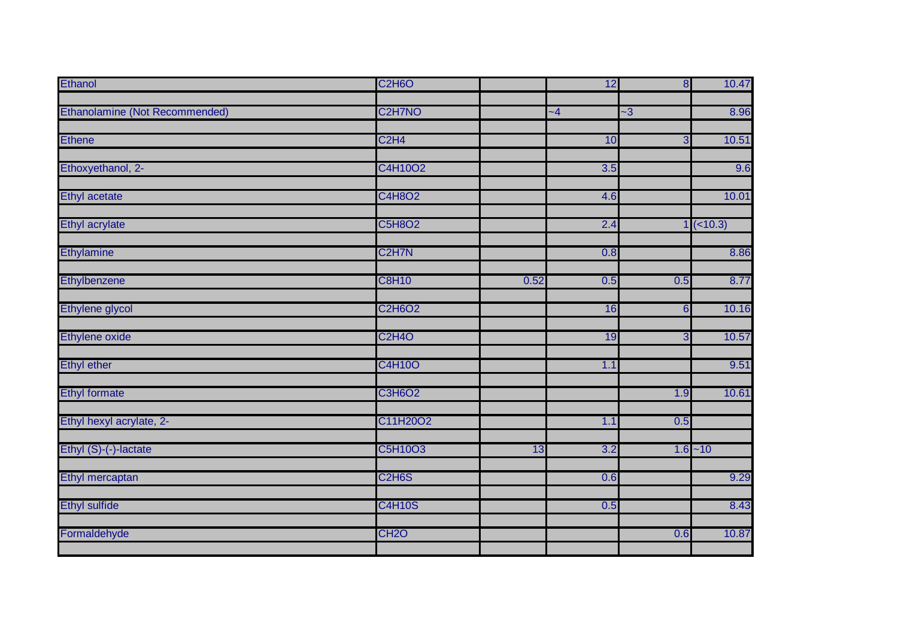| | | | | | |
|---|---|---|---|---|---|
| Ethanol | $C_2H_6O$ | | 12 | 8 | 10.47 |
| Ethanolamine (Not Recommended) | $C_2H_7NO$ | | ~4 | ~3 | 8.96 |
| Ethene | $C_2H_4$ | | 10 | 3 | 10.51 |
| Ethoxyethanol, 2- | $C_4H_{10}O_2$ | | 3.5 | | 9.6 |
| Ethyl acetate | $C_4H_8O_2$ | | 4.6 | | 10.01 |
| Ethyl acrylate | $C_5H_8O_2$ | | 2.4 | 1 | (<10.3) |
| Ethylamine | $C_2H_7N$ | | 0.8 | | 8.86 |
| Ethylbenzene | $C_8H_{10}$ | 0.52 | 0.5 | 0.5 | 8.77 |
| Ethylene glycol | $C_2H_6O_2$ | | 16 | 6 | 10.16 |
| Ethylene oxide | $C_2H_4O$ | | 19 | 3 | 10.57 |
| Ethyl ether | $C_4H_{10}O$ | | 1.1 | | 9.51 |
| Ethyl formate | $C_3H_6O_2$ | | | 1.9 | 10.61 |
| Ethyl hexyl acrylate, 2- | $C_{11}H_{20}O_2$ | | 1.1 | 0.5 | |
| Ethyl (S)-(-)-lactate | $C_5H_{10}O_3$ | 13 | 3.2 | 1.6 | ~10 |
| Ethyl mercaptan | $C_2H_6S$ | | 0.6 | | 9.29 |
| Ethyl sulfide | $C_4H_{10}S$ | | 0.5 | | 8.43 |
| Formaldehyde | $CH_2O$ | | | 0.6 | 10.87 |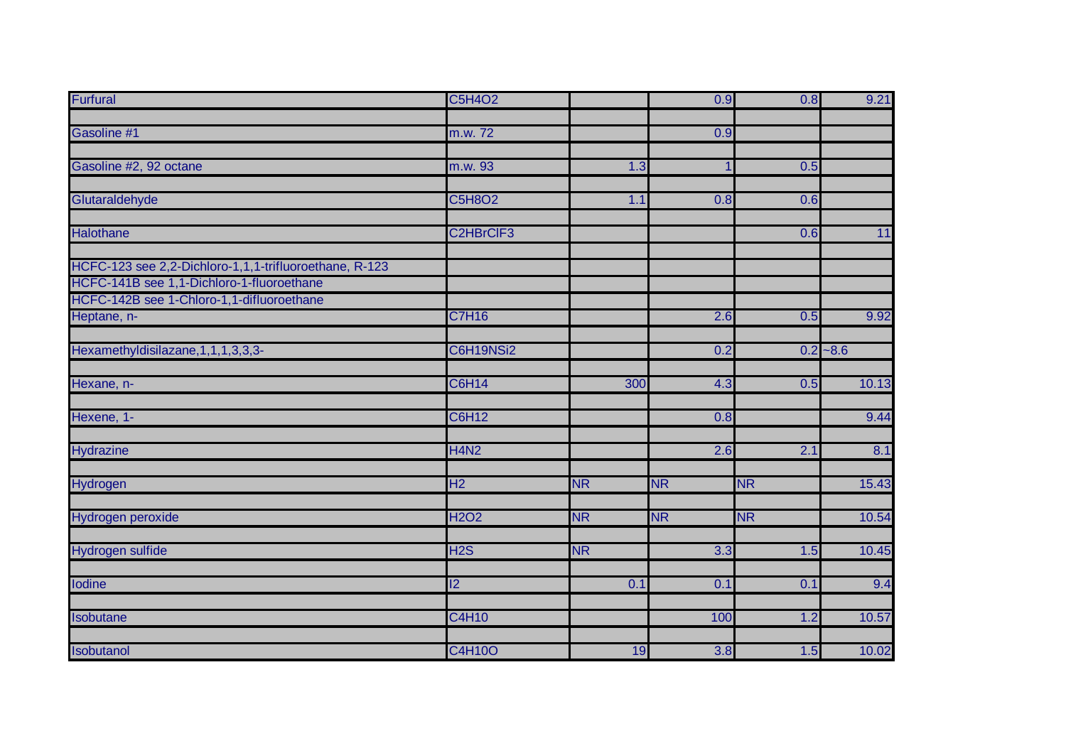| | | | | | |
|---|---|---|---|---|---|
| Furfural | C5H4O2 | | 0.9 | 0.8 | 9.21 |
| | | | | | |
| Gasoline #1 | m.w. 72 | | 0.9 | | |
| | | | | | |
| Gasoline #2, 92 octane | m.w. 93 | 1.3 | 1 | 0.5 | |
| | | | | | |
| Glutaraldehyde | C5H8O2 | 1.1 | 0.8 | 0.6 | |
| | | | | | |
| Halothane | C2HBrClF3 | | | 0.6 | 11 |
| | | | | | |
| HCFC-123 see 2,2-Dichloro-1,1,1-trifluoroethane, R-123 | | | | | |
| HCFC-141B see 1,1-Dichloro-1-fluoroethane | | | | | |
| HCFC-142B see 1-Chloro-1,1-difluoroethane | | | | | |
| Heptane, n- | C7H16 | | 2.6 | 0.5 | 9.92 |
| | | | | | |
| Hexamethyldisilazane,1,1,1,3,3,3- | C6H19NSi2 | | 0.2 | 0.2 | ~8.6 |
| | | | | | |
| Hexane, n- | C6H14 | 300 | 4.3 | 0.5 | 10.13 |
| | | | | | |
| Hexene, 1- | C6H12 | | 0.8 | | 9.44 |
| | | | | | |
| Hydrazine | H4N2 | | 2.6 | 2.1 | 8.1 |
| | | | | | |
| Hydrogen | H2 | NR | NR | NR | 15.43 |
| | | | | | |
| Hydrogen peroxide | H2O2 | NR | NR | NR | 10.54 |
| | | | | | |
| Hydrogen sulfide | H2S | NR | 3.3 | 1.5 | 10.45 |
| | | | | | |
| Iodine | I2 | 0.1 | 0.1 | 0.1 | 9.4 |
| | | | | | |
| Isobutane | C4H10 | | 100 | 1.2 | 10.57 |
| | | | | | |
| Isobutanol | C4H10O | 19 | 3.8 | 1.5 | 10.02 |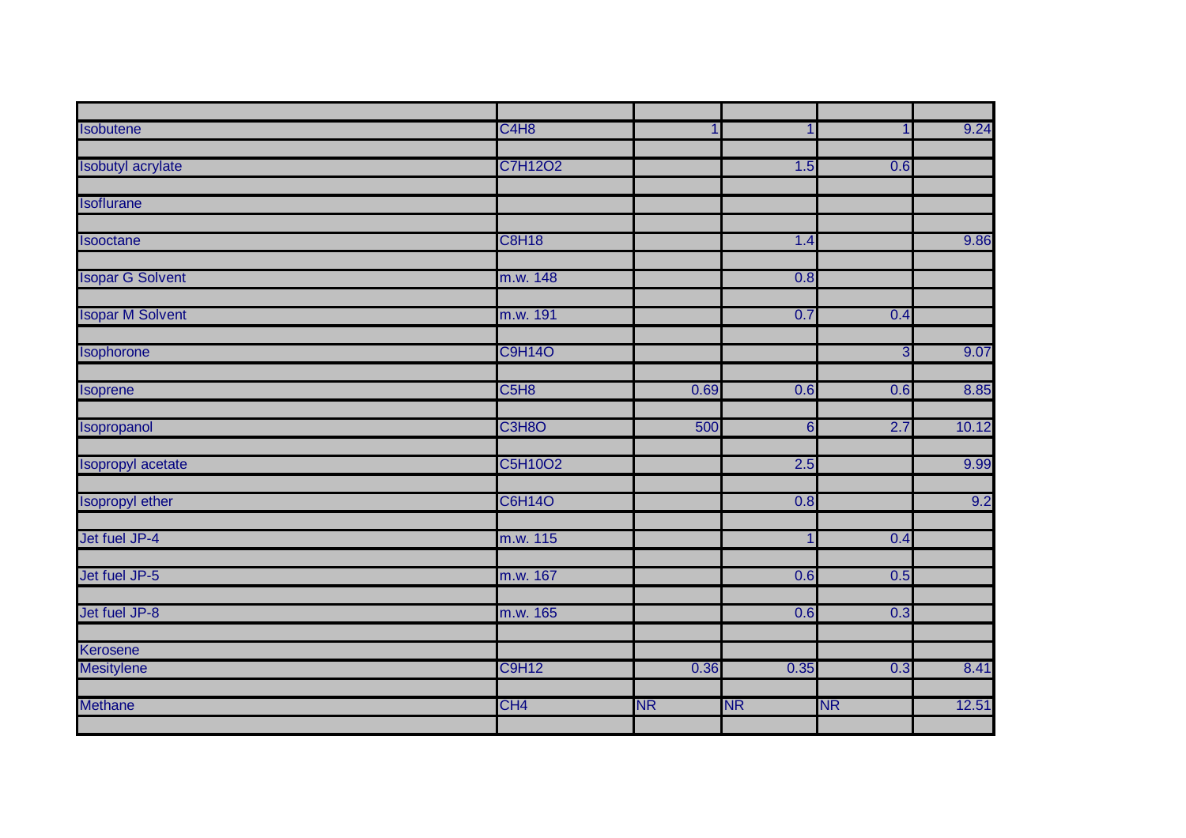| | | | | | |
|---|---|---|---|---|---|
| Isobutene | $C_4H_8$ | 1 | 1 | 1 | 9.24 |
| Isobutyl acrylate | $C_7H_{12}O_2$ | | 1.5 | 0.6 | |
| Isoflurane | | | | | |
| Isooctane | $C_8H_{18}$ | | 1.4 | | 9.86 |
| Isopar G Solvent | m.w. 148 | | 0.8 | | |
| Isopar M Solvent | m.w. 191 | | 0.7 | 0.4 | |
| Isophorone | $C_9H_{14}O$ | | | 3 | 9.07 |
| Isoprene | $C_5H_8$ | 0.69 | 0.6 | 0.6 | 8.85 |
| Isopropanol | $C_3H_8O$ | 500 | 6 | 2.7 | 10.12 |
| Isopropyl acetate | $C_5H_{10}O_2$ | | 2.5 | | 9.99 |
| Isopropyl ether | $C_6H_{14}O$ | | 0.8 | | 9.2 |
| Jet fuel JP-4 | m.w. 115 | | 1 | 0.4 | |
| Jet fuel JP-5 | m.w. 167 | | 0.6 | 0.5 | |
| Jet fuel JP-8 | m.w. 165 | | 0.6 | 0.3 | |
| Kerosene | | | | | |
| Mesitylene | $C_9H_{12}$ | 0.36 | 0.35 | 0.3 | 8.41 |
| Methane | $CH_4$ | NR | NR | NR | 12.51 |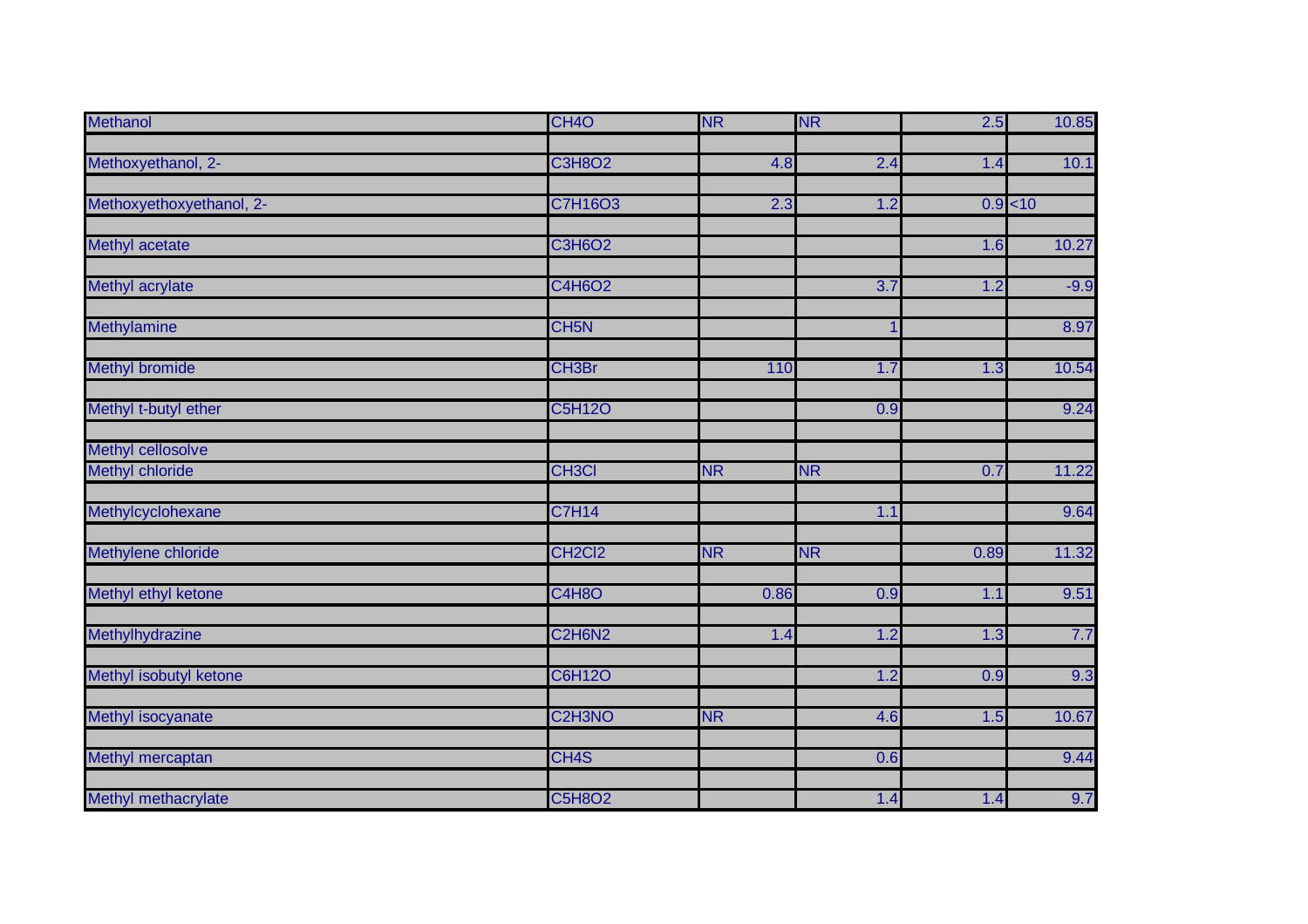| | | | | | |
|---|---|---|---|---|---|
| Methanol | CH4O | NR | NR | 2.5 | 10.85 |
| | | | | | |
| Methoxyethanol, 2- | C3H8O2 | 4.8 | 2.4 | 1.4 | 10.1 |
| | | | | | |
| Methoxyethoxyethanol, 2- | C7H16O3 | 2.3 | 1.2 | 0.9 | <10 |
| | | | | | |
| Methyl acetate | C3H6O2 | | | 1.6 | 10.27 |
| | | | | | |
| Methyl acrylate | C4H6O2 | | 3.7 | 1.2 | -9.9 |
| | | | | | |
| Methylamine | CH5N | | 1 | | 8.97 |
| | | | | | |
| Methyl bromide | CH3Br | 110 | 1.7 | 1.3 | 10.54 |
| | | | | | |
| Methyl t-butyl ether | C5H12O | | 0.9 | | 9.24 |
| | | | | | |
| Methyl cellosolve | | | | | |
| Methyl chloride | CH3Cl | NR | NR | 0.7 | 11.22 |
| | | | | | |
| Methylcyclohexane | C7H14 | | 1.1 | | 9.64 |
| | | | | | |
| Methylene chloride | CH2Cl2 | NR | NR | 0.89 | 11.32 |
| | | | | | |
| Methyl ethyl ketone | C4H8O | 0.86 | 0.9 | 1.1 | 9.51 |
| | | | | | |
| Methylhydrazine | C2H6N2 | 1.4 | 1.2 | 1.3 | 7.7 |
| | | | | | |
| Methyl isobutyl ketone | C6H12O | | 1.2 | 0.9 | 9.3 |
| | | | | | |
| Methyl isocyanate | C2H3NO | NR | 4.6 | 1.5 | 10.67 |
| | | | | | |
| Methyl mercaptan | CH4S | | 0.6 | | 9.44 |
| | | | | | |
| Methyl methacrylate | C5H8O2 | | 1.4 | 1.4 | 9.7 |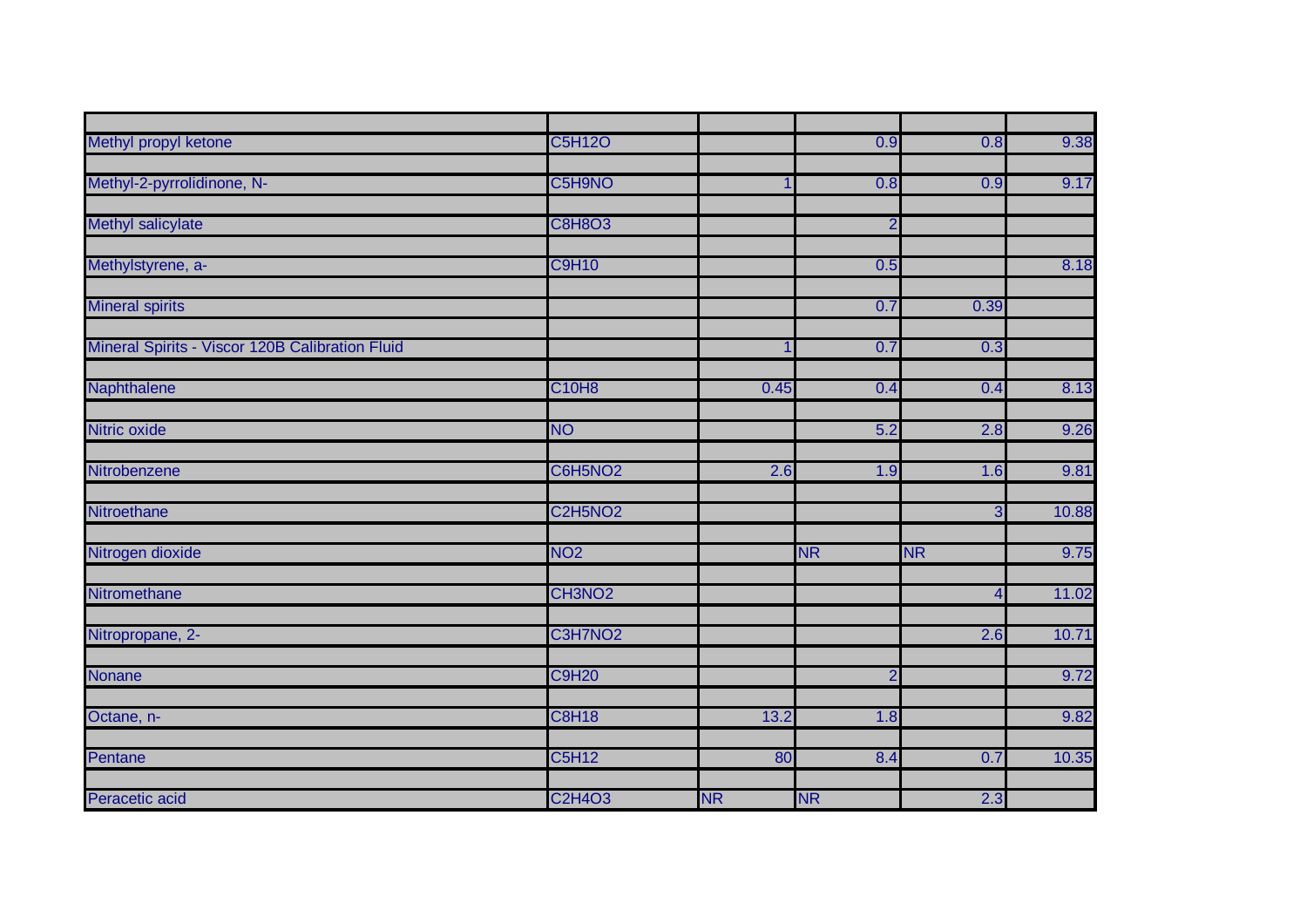| | | | | | |
|---|---|---|---|---|---|
| Methyl propyl ketone | $C_5H_{12}O$ | | 0.9 | 0.8 | 9.38 |
| Methyl-2-pyrrolidinone, N- | $C_5H_9NO$ | 1 | 0.8 | 0.9 | 9.17 |
| Methyl salicylate | $C_8H_8O_3$ | | 2 | | |
| Methylstyrene, a- | $C_9H_{10}$ | | 0.5 | | 8.18 |
| Mineral spirits | | | 0.7 | 0.39 | |
| Mineral Spirits - Viscor 120B Calibration Fluid | | 1 | 0.7 | 0.3 | |
| Naphthalene | $C_{10}H_8$ | 0.45 | 0.4 | 0.4 | 8.13 |
| Nitric oxide | $NO$ | | 5.2 | 2.8 | 9.26 |
| Nitrobenzene | $C_6H_5NO_2$ | 2.6 | 1.9 | 1.6 | 9.81 |
| Nitroethane | $C_2H_5NO_2$ | | | 3 | 10.88 |
| Nitrogen dioxide | $NO_2$ | | NR | NR | 9.75 |
| Nitromethane | $CH_3NO_2$ | | | 4 | 11.02 |
| Nitropropane, 2- | $C_3H_7NO_2$ | | | 2.6 | 10.71 |
| Nonane | $C_9H_{20}$ | | 2 | | 9.72 |
| Octane, n- | $C_8H_{18}$ | 13.2 | 1.8 | | 9.82 |
| Pentane | $C_5H_{12}$ | 80 | 8.4 | 0.7 | 10.35 |
| Peracetic acid | $C_2H_4O_3$ | NR | NR | 2.3 | |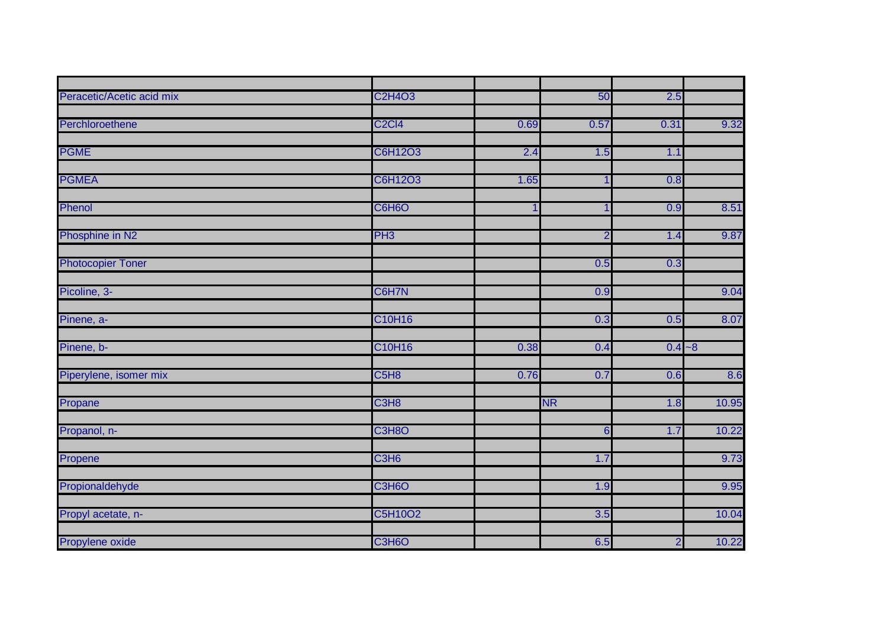| | | | | | |
|---|---|---|---|---|---|
| Peracetic/Acetic acid mix | $C_2H_4O_3$ | | 50 | 2.5 | |
| Perchloroethene | $C_2Cl_4$ | 0.69 | 0.57 | 0.31 | 9.32 |
| PGME | $C_6H_{12}O_3$ | 2.4 | 1.5 | 1.1 | |
| PGMEA | $C_6H_{12}O_3$ | 1.65 | 1 | 0.8 | |
| Phenol | $C_6H_6O$ | 1 | 1 | 0.9 | 8.51 |
| Phosphine in N2 | $PH_3$ | | 2 | 1.4 | 9.87 |
| Photocopier Toner | | | 0.5 | 0.3 | |
| Picoline, 3- | $C_6H_7N$ | | 0.9 | | 9.04 |
| Pinene, a- | $C_{10}H_{16}$ | | 0.3 | 0.5 | 8.07 |
| Pinene, b- | $C_{10}H_{16}$ | 0.38 | 0.4 | 0.4 | ~8 |
| Piperylene, isomer mix | $C_5H_8$ | 0.76 | 0.7 | 0.6 | 8.6 |
| Propane | $C_3H_8$ | | NR | 1.8 | 10.95 |
| Propanol, n- | $C_3H_8O$ | | 6 | 1.7 | 10.22 |
| Propene | $C_3H_6$ | | 1.7 | | 9.73 |
| Propionaldehyde | $C_3H_6O$ | | 1.9 | | 9.95 |
| Propyl acetate, n- | $C_5H_{10}O_2$ | | 3.5 | | 10.04 |
| Propylene oxide | $C_3H_6O$ | | 6.5 | 2 | 10.22 |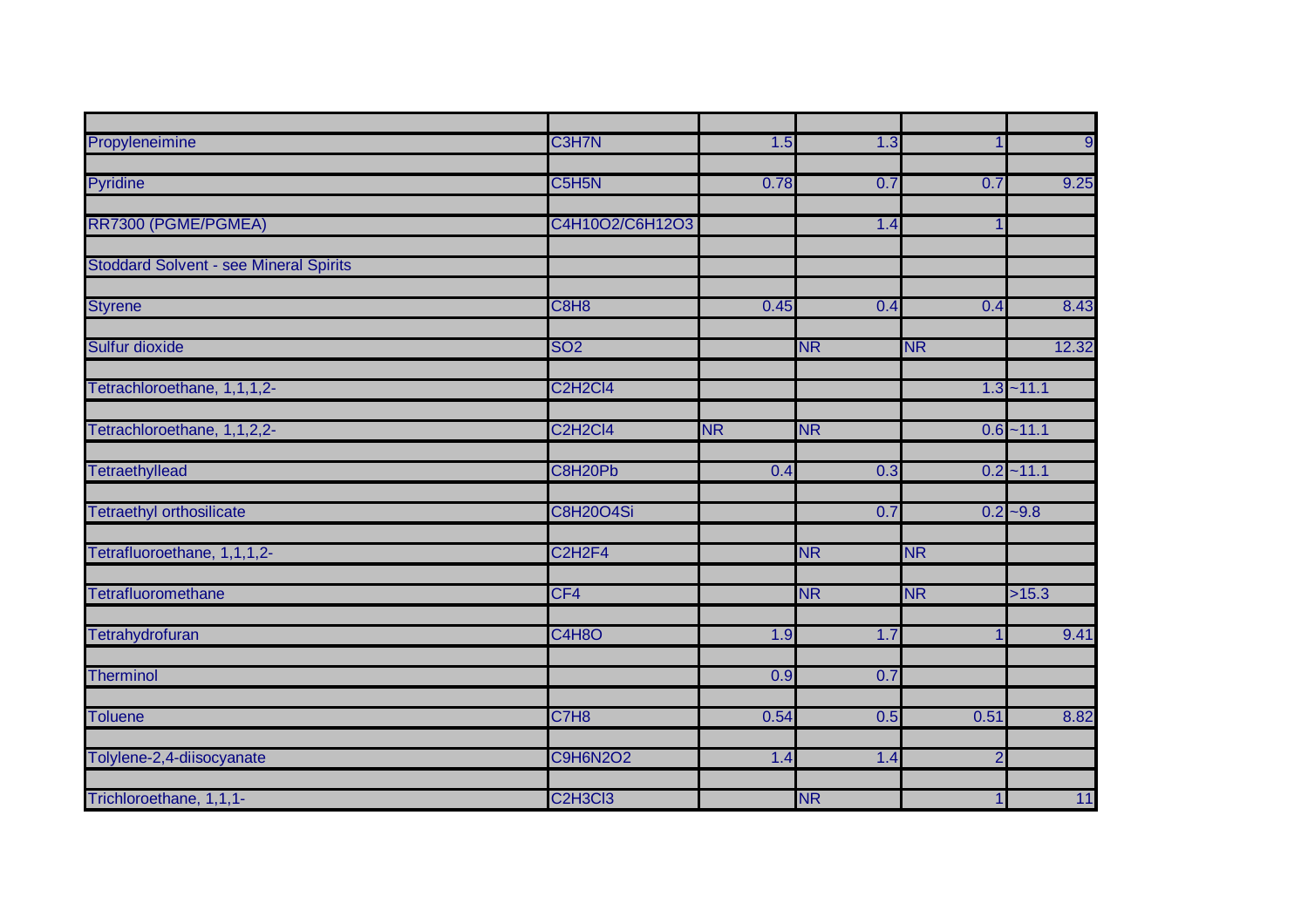| | | | | | |
|---|---|---|---|---|---|
| Propyleneimine | $C_3H_7N$ | 1.5 | 1.3 | 1 | 9 |
| Pyridine | $C_5H_5N$ | 0.78 | 0.7 | 0.7 | 9.25 |
| RR7300 (PGME/PGMEA) | $C_4H_{10}O_2/C_6H_{12}O_3$ | | 1.4 | 1 | |
| Stoddard Solvent - see Mineral Spirits | | | | | |
| Styrene | $C_8H_8$ | 0.45 | 0.4 | 0.4 | 8.43 |
| Sulfur dioxide | $SO_2$ | | NR | NR | 12.32 |
| Tetrachloroethane, 1,1,1,2- | $C_2H_2Cl_4$ | | | 1.3 | ~11.1 |
| Tetrachloroethane, 1,1,2,2- | $C_2H_2Cl_4$ | NR | NR | 0.6 | ~11.1 |
| Tetraethyllead | $C_8H_{20}Pb$ | 0.4 | 0.3 | 0.2 | ~11.1 |
| Tetraethyl orthosilicate | $C_8H_{20}O_4Si$ | | 0.7 | 0.2 | ~9.8 |
| Tetrafluoroethane, 1,1,1,2- | $C_2H_2F_4$ | | NR | NR | |
| Tetrafluoromethane | $CF_4$ | | NR | NR | >15.3 |
| Tetrahydrofuran | $C_4H_8O$ | 1.9 | 1.7 | 1 | 9.41 |
| Therminol | | 0.9 | 0.7 | | |
| Toluene | $C_7H_8$ | 0.54 | 0.5 | 0.51 | 8.82 |
| Tolylene-2,4-diisocyanate | $C_9H_6N_2O_2$ | 1.4 | 1.4 | 2 | |
| Trichloroethane, 1,1,1- | $C_2H_3Cl_3$ | | NR | 1 | 11 |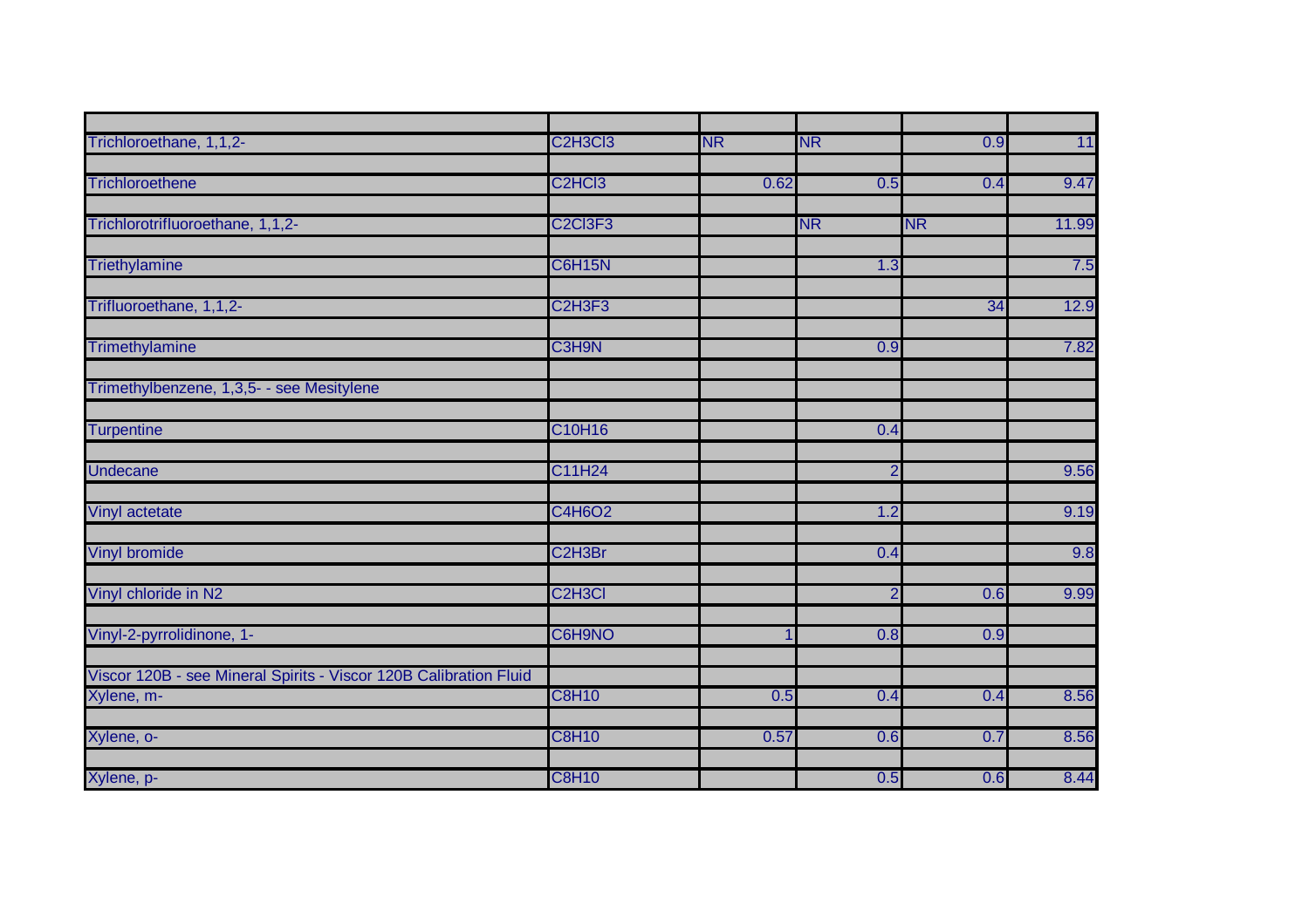| | | | | | |
|---|---|---|---|---|---|
| Trichloroethane, 1,1,2- | C2H3Cl3 | NR | NR | 0.9 | 11 |
| Trichloroethene | C2HCl3 | 0.62 | 0.5 | 0.4 | 9.47 |
| Trichlorotrifluoroethane, 1,1,2- | C2Cl3F3 | | NR | NR | 11.99 |
| Triethylamine | C6H15N | | 1.3 | | 7.5 |
| Trifluoroethane, 1,1,2- | C2H3F3 | | | 34 | 12.9 |
| Trimethylamine | C3H9N | | 0.9 | | 7.82 |
| Trimethylbenzene, 1,3,5- - see Mesitylene | | | | | |
| Turpentine | C10H16 | | 0.4 | | |
| Undecane | C11H24 | | 2 | | 9.56 |
| Vinyl actetate | C4H6O2 | | 1.2 | | 9.19 |
| Vinyl bromide | C2H3Br | | 0.4 | | 9.8 |
| Vinyl chloride in N2 | C2H3Cl | | 2 | 0.6 | 9.99 |
| Vinyl-2-pyrrolidinone, 1- | C6H9NO | 1 | 0.8 | 0.9 | |
| Viscor 120B - see Mineral Spirits - Viscor 120B Calibration Fluid | | | | | |
| Xylene, m- | C8H10 | 0.5 | 0.4 | 0.4 | 8.56 |
| Xylene, o- | C8H10 | 0.57 | 0.6 | 0.7 | 8.56 |
| Xylene, p- | C8H10 | | 0.5 | 0.6 | 8.44 |